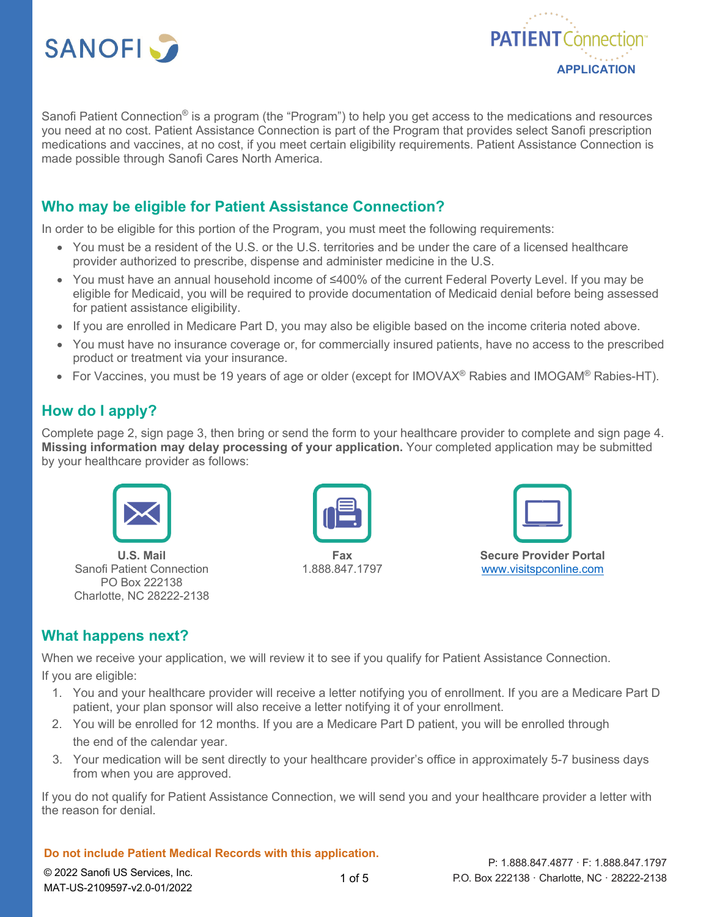SANOFI

**PATIENT Connection™**
**APPLICATION**

Sanofi Patient Connection® is a program (the "Program") to help you get access to the medications and resources you need at no cost. Patient Assistance Connection is part of the Program that provides select Sanofi prescription medications and vaccines, at no cost, if you meet certain eligibility requirements. Patient Assistance Connection is made possible through Sanofi Cares North America.

## Who may be eligible for Patient Assistance Connection?

In order to be eligible for this portion of the Program, you must meet the following requirements:

- You must be a resident of the U.S. or the U.S. territories and be under the care of a licensed healthcare provider authorized to prescribe, dispense and administer medicine in the U.S.
- You must have an annual household income of ≤400% of the current Federal Poverty Level. If you may be eligible for Medicaid, you will be required to provide documentation of Medicaid denial before being assessed for patient assistance eligibility.
- If you are enrolled in Medicare Part D, you may also be eligible based on the income criteria noted above.
- You must have no insurance coverage or, for commercially insured patients, have no access to the prescribed product or treatment via your insurance.
- For Vaccines, you must be 19 years of age or older (except for IMOVAX® Rabies and IMOGAM® Rabies-HT).

## How do I apply?

Complete page 2, sign page 3, then bring or send the form to your healthcare provider to complete and sign page 4. **Missing information may delay processing of your application.** Your completed application may be submitted by your healthcare provider as follows:

**U.S. Mail**
Sanofi Patient Connection
PO Box 222138
Charlotte, NC 28222-2138

**Fax**
1.888.847.1797

**Secure Provider Portal**
www.visitspconline.com

## What happens next?

When we receive your application, we will review it to see if you qualify for Patient Assistance Connection.
If you are eligible:

1. You and your healthcare provider will receive a letter notifying you of enrollment. If you are a Medicare Part D patient, your plan sponsor will also receive a letter notifying it of your enrollment.
2. You will be enrolled for 12 months. If you are a Medicare Part D patient, you will be enrolled through the end of the calendar year.
3. Your medication will be sent directly to your healthcare provider's office in approximately 5-7 business days from when you are approved.

If you do not qualify for Patient Assistance Connection, we will send you and your healthcare provider a letter with the reason for denial.

**Do not include Patient Medical Records with this application.**

© 2022 Sanofi US Services, Inc.
MAT-US-2109597-v2.0-01/2022

P: 1.888.847.4877 · F: 1.888.847.1797
P.O. Box 222138 · Charlotte, NC · 28222-2138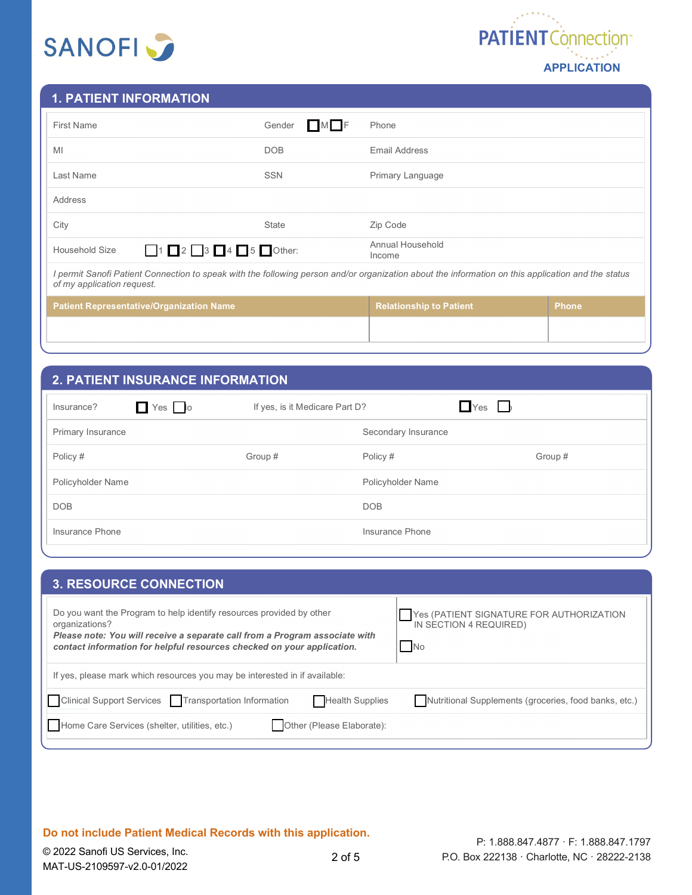SANOFI

PATIENT Connection™

APPLICATION

## 1. PATIENT INFORMATION

| | | |
|---|---|---|
| First Name | Gender ☐M ☐F | Phone |
| MI | DOB | Email Address |
| Last Name | SSN | Primary Language |
| Address | | |
| City | State | Zip Code |
| Household Size ☐1 ☐2 ☐3 ☐4 ☐5 ☐Other: | | Annual Household Income |

*I permit Sanofi Patient Connection to speak with the following person and/or organization about the information on this application and the status of my application request.*

| Patient Representative/Organization Name | Relationship to Patient | Phone |
|---|---|---|
| | | |

## 2. PATIENT INSURANCE INFORMATION

| | | | |
|---|---|---|---|
| Insurance? ☐ Yes ☐ No | | If yes, is it Medicare Part D? ☐Yes ☐ No | |
| Primary Insurance | | Secondary Insurance | |
| Policy # | Group # | Policy # | Group # |
| Policyholder Name | | Policyholder Name | |
| DOB | | DOB | |
| Insurance Phone | | Insurance Phone | |

## 3. RESOURCE CONNECTION

| | |
|---|---|
| Do you want the Program to help identify resources provided by other organizations?<br>***Please note: You will receive a separate call from a Program associate with contact information for helpful resources checked on your application.*** | ☐Yes (PATIENT SIGNATURE FOR AUTHORIZATION IN SECTION 4 REQUIRED)<br>☐No |

If yes, please mark which resources you may be interested in if available:

☐Clinical Support Services ☐Transportation Information ☐Health Supplies ☐Nutritional Supplements (groceries, food banks, etc.)

☐Home Care Services (shelter, utilities, etc.) ☐Other (Please Elaborate):

**Do not include Patient Medical Records with this application.**

© 2022 Sanofi US Services, Inc.
MAT-US-2109597-v2.0-01/2022

P: 1.888.847.4877 · F: 1.888.847.1797
P.O. Box 222138 · Charlotte, NC · 28222-2138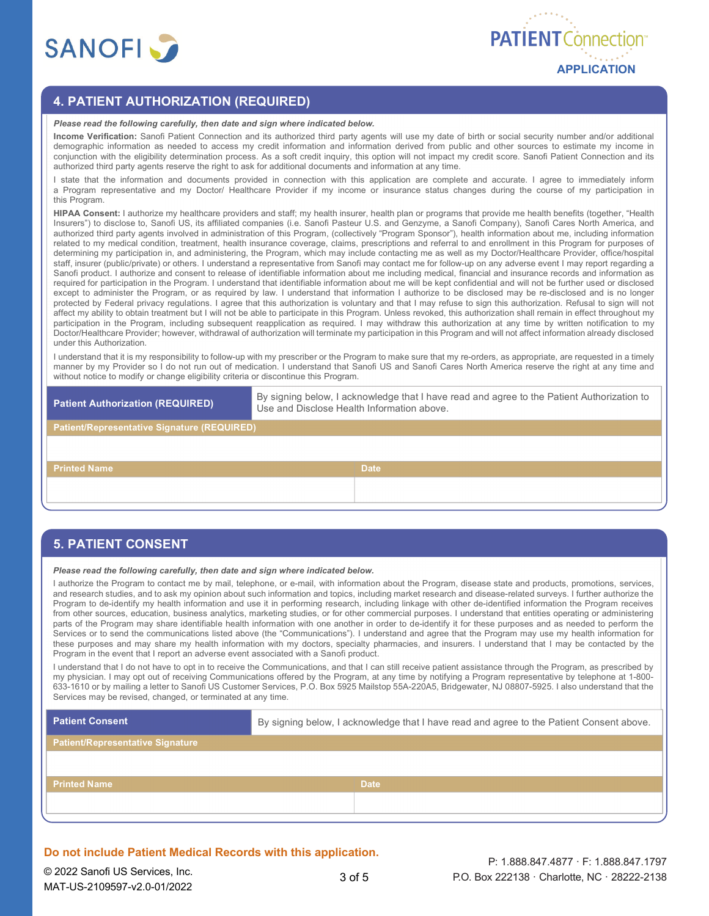## 4. PATIENT AUTHORIZATION (REQUIRED)

***Please read the following carefully, then date and sign where indicated below.***

**Income Verification:** Sanofi Patient Connection and its authorized third party agents will use my date of birth or social security number and/or additional demographic information as needed to access my credit information and information derived from public and other sources to estimate my income in conjunction with the eligibility determination process. As a soft credit inquiry, this option will not impact my credit score. Sanofi Patient Connection and its authorized third party agents reserve the right to ask for additional documents and information at any time.

I state that the information and documents provided in connection with this application are complete and accurate. I agree to immediately inform a Program representative and my Doctor/ Healthcare Provider if my income or insurance status changes during the course of my participation in this Program.

**HIPAA Consent:** I authorize my healthcare providers and staff; my health insurer, health plan or programs that provide me health benefits (together, "Health Insurers") to disclose to, Sanofi US, its affiliated companies (i.e. Sanofi Pasteur U.S. and Genzyme, a Sanofi Company), Sanofi Cares North America, and authorized third party agents involved in administration of this Program, (collectively "Program Sponsor"), health information about me, including information related to my medical condition, treatment, health insurance coverage, claims, prescriptions and referral to and enrollment in this Program for purposes of determining my participation in, and administering, the Program, which may include contacting me as well as my Doctor/Healthcare Provider, office/hospital staff, insurer (public/private) or others. I understand a representative from Sanofi may contact me for follow-up on any adverse event I may report regarding a Sanofi product. I authorize and consent to release of identifiable information about me including medical, financial and insurance records and information as required for participation in the Program. I understand that identifiable information about me will be kept confidential and will not be further used or disclosed except to administer the Program, or as required by law. I understand that information I authorize to be disclosed may be re-disclosed and is no longer protected by Federal privacy regulations. I agree that this authorization is voluntary and that I may refuse to sign this authorization. Refusal to sign will not affect my ability to obtain treatment but I will not be able to participate in this Program. Unless revoked, this authorization shall remain in effect throughout my participation in the Program, including subsequent reapplication as required. I may withdraw this authorization at any time by written notification to my Doctor/Healthcare Provider; however, withdrawal of authorization will terminate my participation in this Program and will not affect information already disclosed under this Authorization.

I understand that it is my responsibility to follow-up with my prescriber or the Program to make sure that my re-orders, as appropriate, are requested in a timely manner by my Provider so I do not run out of medication. I understand that Sanofi US and Sanofi Cares North America reserve the right at any time and without notice to modify or change eligibility criteria or discontinue this Program.

| **Patient Authorization (REQUIRED)** | By signing below, I acknowledge that I have read and agree to the Patient Authorization to Use and Disclose Health Information above. |
|---|---|
| **Patient/Representative Signature (REQUIRED)** | |
| | |
| **Printed Name** | **Date** |
| | |

## 5. PATIENT CONSENT

***Please read the following carefully, then date and sign where indicated below.***

I authorize the Program to contact me by mail, telephone, or e-mail, with information about the Program, disease state and products, promotions, services, and research studies, and to ask my opinion about such information and topics, including market research and disease-related surveys. I further authorize the Program to de-identify my health information and use it in performing research, including linkage with other de-identified information the Program receives from other sources, education, business analytics, marketing studies, or for other commercial purposes. I understand that entities operating or administering parts of the Program may share identifiable health information with one another in order to de-identify it for these purposes and as needed to perform the Services or to send the communications listed above (the "Communications"). I understand and agree that the Program may use my health information for these purposes and may share my health information with my doctors, specialty pharmacies, and insurers. I understand that I may be contacted by the Program in the event that I report an adverse event associated with a Sanofi product.

I understand that I do not have to opt in to receive the Communications, and that I can still receive patient assistance through the Program, as prescribed by my physician. I may opt out of receiving Communications offered by the Program, at any time by notifying a Program representative by telephone at 1-800-633-1610 or by mailing a letter to Sanofi US Customer Services, P.O. Box 5925 Mailstop 55A-220A5, Bridgewater, NJ 08807-5925. I also understand that the Services may be revised, changed, or terminated at any time.

| **Patient Consent** | By signing below, I acknowledge that I have read and agree to the Patient Consent above. |
|---|---|
| **Patient/Representative Signature** | |
| | |
| **Printed Name** | **Date** |
| | |

**Do not include Patient Medical Records with this application.**

© 2022 Sanofi US Services, Inc.
MAT-US-2109597-v2.0-01/2022

P: 1.888.847.4877 · F: 1.888.847.1797
P.O. Box 222138 · Charlotte, NC · 28222-2138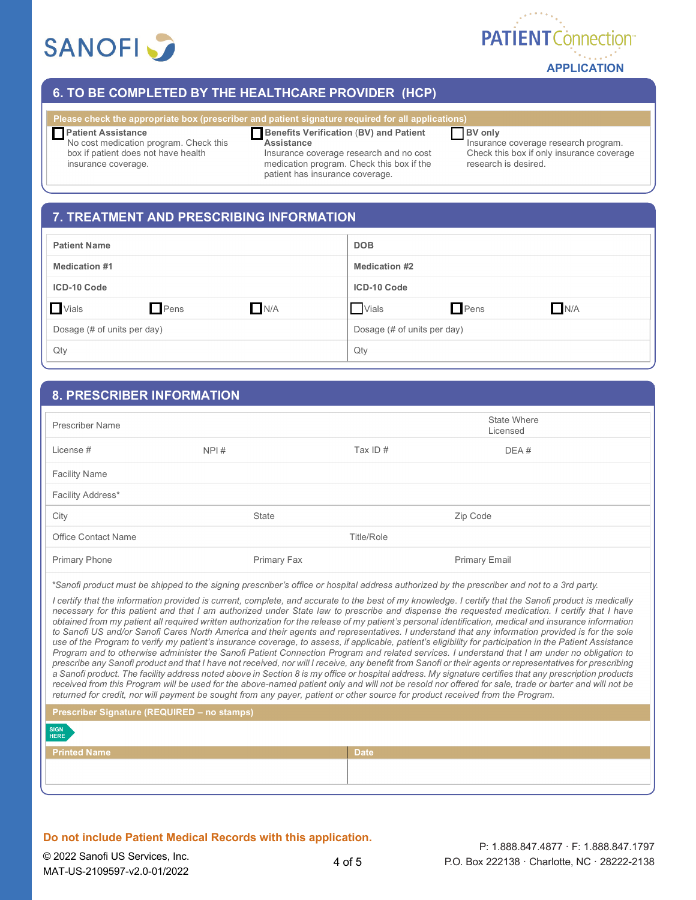SANOFI

PATIENT Connection™
**APPLICATION**

## 6. TO BE COMPLETED BY THE HEALTHCARE PROVIDER (HCP)

**Please check the appropriate box (prescriber and patient signature required for all applications)**

- ☐ **Patient Assistance**
  No cost medication program. Check this box if patient does not have health insurance coverage.
- ☐ **Benefits Verification (BV) and Patient Assistance**
  Insurance coverage research and no cost medication program. Check this box if the patient has insurance coverage.
- ☐ **BV only**
  Insurance coverage research program. Check this box if only insurance coverage research is desired.

## 7. TREATMENT AND PRESCRIBING INFORMATION

| **Patient Name** | | | **DOB** | | |
|---|---|---|---|---|---|
| **Medication #1** | | | **Medication #2** | | |
| **ICD-10 Code** | | | **ICD-10 Code** | | |
| ☐ Vials | ☐ Pens | ☐ N/A | ☐ Vials | ☐ Pens | ☐ N/A |
| Dosage (# of units per day) | | | Dosage (# of units per day) | | |
| Qty | | | Qty | | |

## 8. PRESCRIBER INFORMATION

| Prescriber Name | | | State Where Licensed |
|---|---|---|---|
| License # | NPI # | Tax ID # | DEA # |
| Facility Name | | | |
| Facility Address* | | | |
| City | State | Zip Code | |
| Office Contact Name | Title/Role | | |
| Primary Phone | Primary Fax | Primary Email | |

*\*Sanofi product must be shipped to the signing prescriber's office or hospital address authorized by the prescriber and not to a 3rd party.*

*I certify that the information provided is current, complete, and accurate to the best of my knowledge. I certify that the Sanofi product is medically necessary for this patient and that I am authorized under State law to prescribe and dispense the requested medication. I certify that I have obtained from my patient all required written authorization for the release of my patient's personal identification, medical and insurance information to Sanofi US and/or Sanofi Cares North America and their agents and representatives. I understand that any information provided is for the sole use of the Program to verify my patient's insurance coverage, to assess, if applicable, patient's eligibility for participation in the Patient Assistance Program and to otherwise administer the Sanofi Patient Connection Program and related services. I understand that I am under no obligation to prescribe any Sanofi product and that I have not received, nor will I receive, any benefit from Sanofi or their agents or representatives for prescribing a Sanofi product. The facility address noted above in Section 8 is my office or hospital address. My signature certifies that any prescription products received from this Program will be used for the above-named patient only and will not be resold nor offered for sale, trade or barter and will not be returned for credit, nor will payment be sought from any payer, patient or other source for product received from the Program.*

**Prescriber Signature (REQUIRED – no stamps)**

SIGN HERE

| **Printed Name** | **Date** |
|---|---|
| | |

**Do not include Patient Medical Records with this application.**

© 2022 Sanofi US Services, Inc.
MAT-US-2109597-v2.0-01/2022

P: 1.888.847.4877 · F: 1.888.847.1797
P.O. Box 222138 · Charlotte, NC · 28222-2138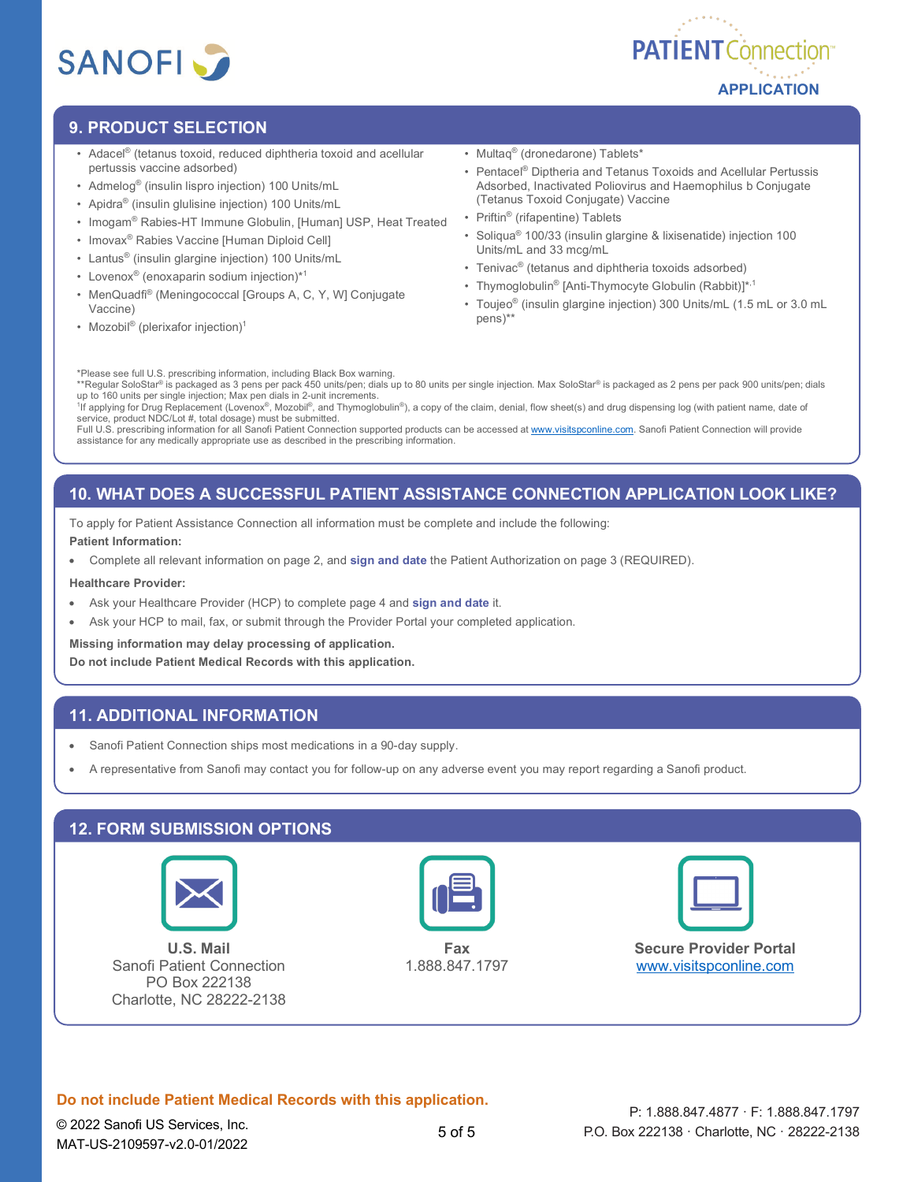SANOFI

PATIENT Connection™
APPLICATION

## 9. PRODUCT SELECTION

- Adacel® (tetanus toxoid, reduced diphtheria toxoid and acellular pertussis vaccine adsorbed)
- Admelog® (insulin lispro injection) 100 Units/mL
- Apidra® (insulin glulisine injection) 100 Units/mL
- Imogam® Rabies-HT Immune Globulin, [Human] USP, Heat Treated
- Imovax® Rabies Vaccine [Human Diploid Cell]
- Lantus® (insulin glargine injection) 100 Units/mL
- Lovenox® (enoxaparin sodium injection)*[1]
- MenQuadfi® (Meningococcal [Groups A, C, Y, W] Conjugate Vaccine)
- Mozobil® (plerixafor injection)[1]
- Multaq® (dronedarone) Tablets*
- Pentacel® Diptheria and Tetanus Toxoids and Acellular Pertussis Adsorbed, Inactivated Poliovirus and Haemophilus b Conjugate (Tetanus Toxoid Conjugate) Vaccine
- Priftin® (rifapentine) Tablets
- Soliqua® 100/33 (insulin glargine & lixisenatide) injection 100 Units/mL and 33 mcg/mL
- Tenivac® (tetanus and diphtheria toxoids adsorbed)
- Thymoglobulin® [Anti-Thymocyte Globulin (Rabbit)]*[,1]
- Toujeo® (insulin glargine injection) 300 Units/mL (1.5 mL or 3.0 mL pens)**

*Please see full U.S. prescribing information, including Black Box warning.
**Regular SoloStar® is packaged as 3 pens per pack 450 units/pen; dials up to 80 units per single injection. Max SoloStar® is packaged as 2 pens per pack 900 units/pen; dials up to 160 units per single injection; Max pen dials in 2-unit increments.
[1]If applying for Drug Replacement (Lovenox®, Mozobil®, and Thymoglobulin®), a copy of the claim, denial, flow sheet(s) and drug dispensing log (with patient name, date of service, product NDC/Lot #, total dosage) must be submitted.
Full U.S. prescribing information for all Sanofi Patient Connection supported products can be accessed at www.visitspconline.com. Sanofi Patient Connection will provide assistance for any medically appropriate use as described in the prescribing information.

## 10. WHAT DOES A SUCCESSFUL PATIENT ASSISTANCE CONNECTION APPLICATION LOOK LIKE?

To apply for Patient Assistance Connection all information must be complete and include the following:

**Patient Information:**

- Complete all relevant information on page 2, and **sign and date** the Patient Authorization on page 3 (REQUIRED).

**Healthcare Provider:**

- Ask your Healthcare Provider (HCP) to complete page 4 and **sign and date** it.
- Ask your HCP to mail, fax, or submit through the Provider Portal your completed application.

**Missing information may delay processing of application.**
**Do not include Patient Medical Records with this application.**

## 11. ADDITIONAL INFORMATION

- Sanofi Patient Connection ships most medications in a 90-day supply.
- A representative from Sanofi may contact you for follow-up on any adverse event you may report regarding a Sanofi product.

## 12. FORM SUBMISSION OPTIONS

**U.S. Mail**
Sanofi Patient Connection
PO Box 222138
Charlotte, NC 28222-2138

**Fax**
1.888.847.1797

**Secure Provider Portal**
www.visitspconline.com

**Do not include Patient Medical Records with this application.**

© 2022 Sanofi US Services, Inc.
MAT-US-2109597-v2.0-01/2022

P: 1.888.847.4877 · F: 1.888.847.1797
P.O. Box 222138 · Charlotte, NC · 28222-2138